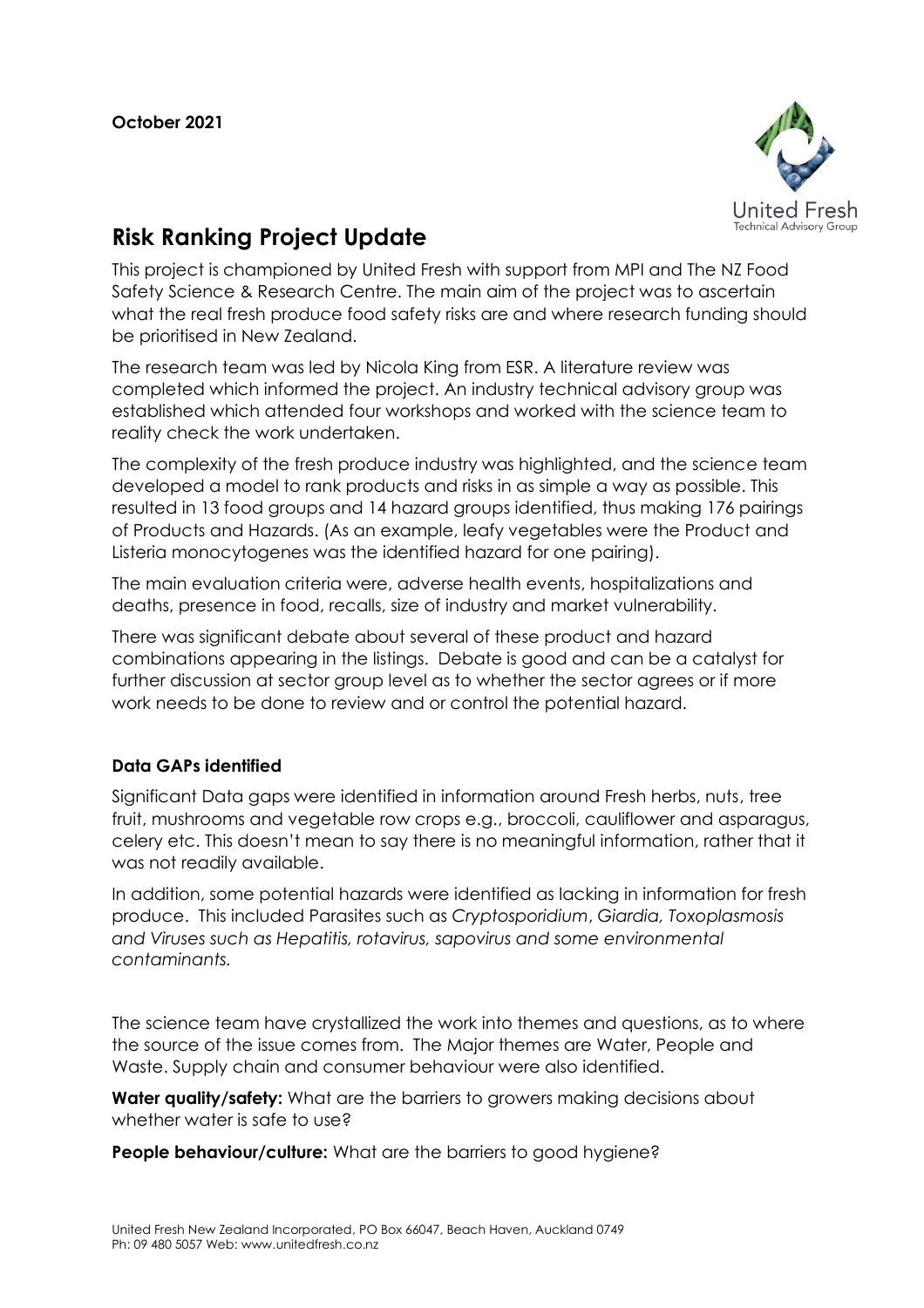October 2021

# Risk Ranking Project Update

This project is championed by United Fresh with support from MPI and The NZ Food Safety Science & Research Centre. The main aim of the project was to ascertain what the real fresh produce food safety risks are and where research funding should be prioritised in New Zealand.

The research team was led by Nicola King from ESR. A literature review was completed which informed the project. An industry technical advisory group was established which attended four workshops and worked with the science team to reality check the work undertaken.

The complexity of the fresh produce industry was highlighted, and the science team developed a model to rank products and risks in as simple a way as possible. This resulted in 13 food groups and 14 hazard groups identified, thus making 176 pairings of Products and Hazards. (As an example, leafy vegetables were the Product and Listeria monocytogenes was the identified hazard for one pairing).

The main evaluation criteria were, adverse health events, hospitalizations and deaths, presence in food, recalls, size of industry and market vulnerability.

There was significant debate about several of these product and hazard combinations appearing in the listings. Debate is good and can be a catalyst for further discussion at sector group level as to whether the sector agrees or if more work needs to be done to review and or control the potential hazard.

### Data GAPs identified

Significant Data gaps were identified in information around Fresh herbs, nuts, tree fruit, mushrooms and vegetable row crops e.g., broccoli, cauliflower and asparagus, celery etc. This doesn't mean to say there is no meaningful information, rather that it was not readily available.

In addition, some potential hazards were identified as lacking in information for fresh produce. This included Parasites such as *Cryptosporidium*, *Giardia, Toxoplasmosis and Viruses such as Hepatitis, rotavirus, sapovirus and some environmental contaminants.*

The science team have crystallized the work into themes and questions, as to where the source of the issue comes from. The Major themes are Water, People and Waste. Supply chain and consumer behaviour were also identified.

**Water quality/safety:** What are the barriers to growers making decisions about whether water is safe to use?

**People behaviour/culture:** What are the barriers to good hygiene?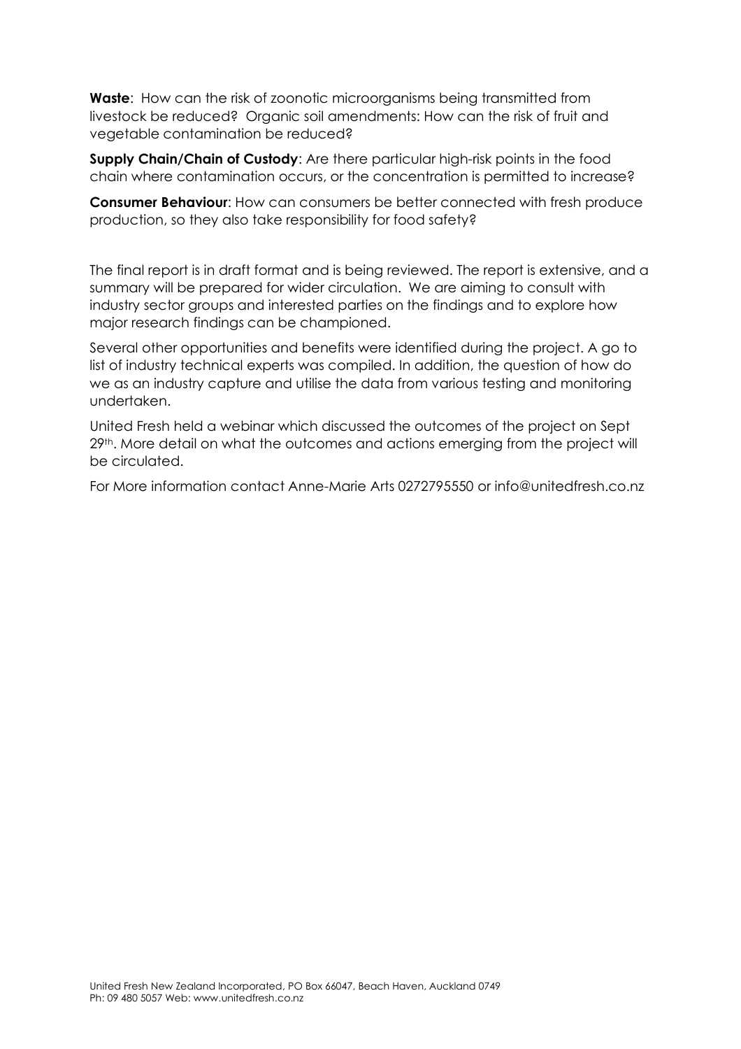**Waste**: How can the risk of zoonotic microorganisms being transmitted from livestock be reduced? Organic soil amendments: How can the risk of fruit and vegetable contamination be reduced?

**Supply Chain/Chain of Custody**: Are there particular high-risk points in the food chain where contamination occurs, or the concentration is permitted to increase?

**Consumer Behaviour**: How can consumers be better connected with fresh produce production, so they also take responsibility for food safety?

The final report is in draft format and is being reviewed. The report is extensive, and a summary will be prepared for wider circulation. We are aiming to consult with industry sector groups and interested parties on the findings and to explore how major research findings can be championed.

Several other opportunities and benefits were identified during the project. A go to list of industry technical experts was compiled. In addition, the question of how do we as an industry capture and utilise the data from various testing and monitoring undertaken.

United Fresh held a webinar which discussed the outcomes of the project on Sept 29th. More detail on what the outcomes and actions emerging from the project will be circulated.

For More information contact Anne-Marie Arts 0272795550 or info@unitedfresh.co.nz

United Fresh New Zealand Incorporated, PO Box 66047, Beach Haven, Auckland 0749
Ph: 09 480 5057 Web: www.unitedfresh.co.nz